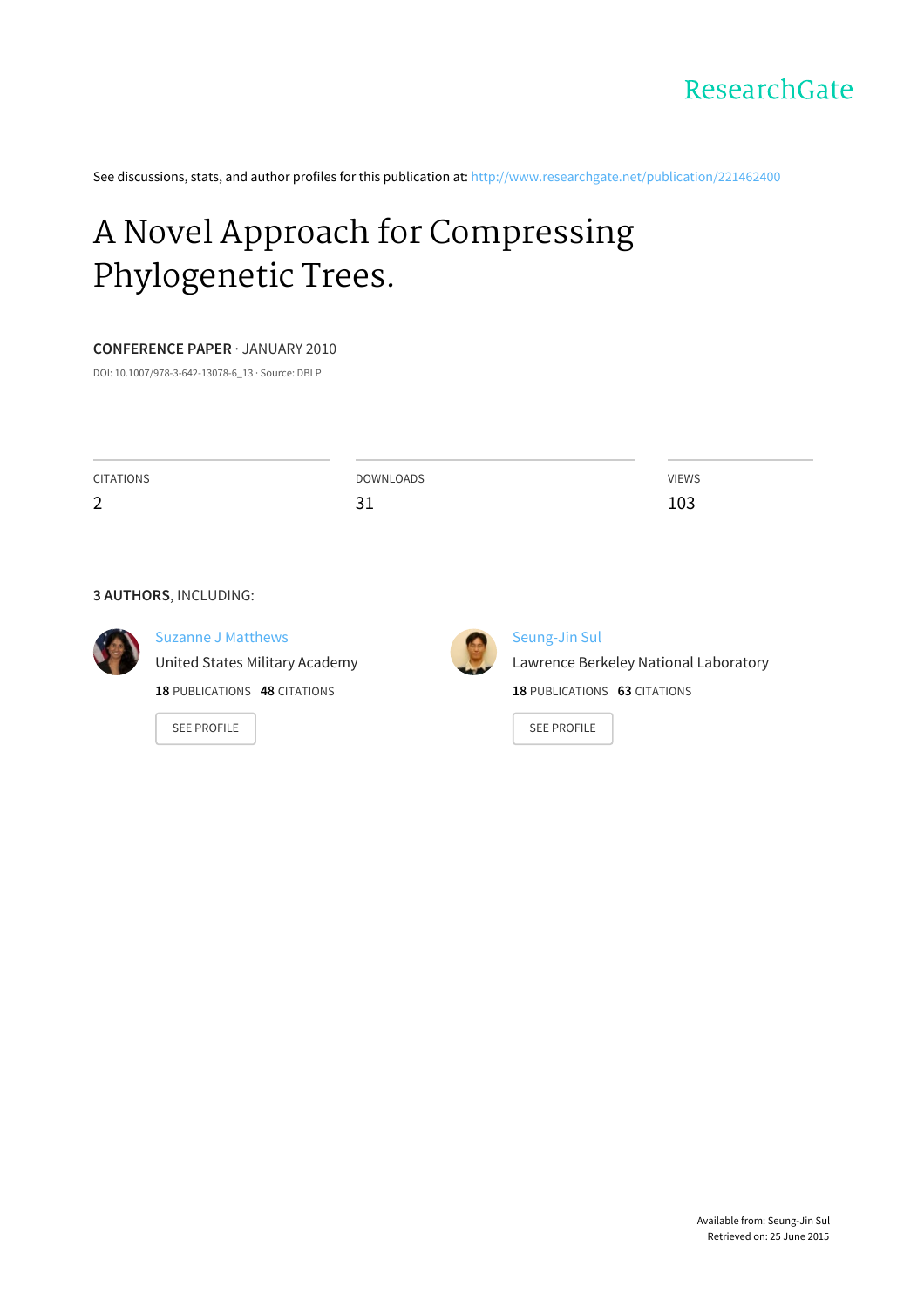ResearchGate

See discussions, stats, and author profiles for this publication at: http://www.researchgate.net/publication/221462400

# A Novel Approach for Compressing Phylogenetic Trees.

**CONFERENCE PAPER** · JANUARY 2010

DOI: 10.1007/978-3-642-13078-6_13 · Source: DBLP

| CITATIONS | DOWNLOADS | VIEWS |
|---|---|---|
| 2 | 31 | 103 |

**3 AUTHORS**, INCLUDING:

**Suzanne J Matthews**
United States Military Academy
**18** PUBLICATIONS **48** CITATIONS
SEE PROFILE

**Seung-Jin Sul**
Lawrence Berkeley National Laboratory
**18** PUBLICATIONS **63** CITATIONS
SEE PROFILE

Available from: Seung-Jin Sul
Retrieved on: 25 June 2015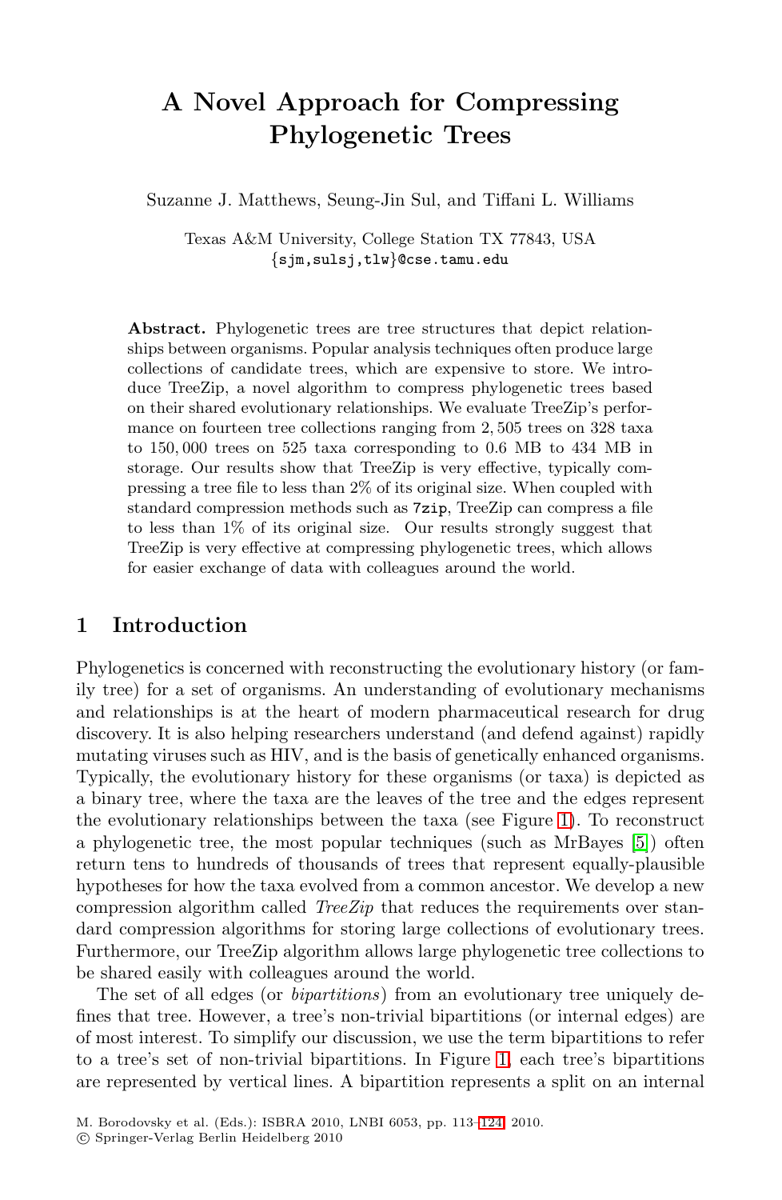# A Novel Approach for Compressing Phylogenetic Trees

Suzanne J. Matthews, Seung-Jin Sul, and Tiffani L. Williams

Texas A&M University, College Station TX 77843, USA
{sjm,sulsj,tlw}@cse.tamu.edu

**Abstract.** Phylogenetic trees are tree structures that depict relationships between organisms. Popular analysis techniques often produce large collections of candidate trees, which are expensive to store. We introduce TreeZip, a novel algorithm to compress phylogenetic trees based on their shared evolutionary relationships. We evaluate TreeZip's performance on fourteen tree collections ranging from 2,505 trees on 328 taxa to 150,000 trees on 525 taxa corresponding to 0.6 MB to 434 MB in storage. Our results show that TreeZip is very effective, typically compressing a tree file to less than 2% of its original size. When coupled with standard compression methods such as `7zip`, TreeZip can compress a file to less than 1% of its original size. Our results strongly suggest that TreeZip is very effective at compressing phylogenetic trees, which allows for easier exchange of data with colleagues around the world.

## 1 Introduction

Phylogenetics is concerned with reconstructing the evolutionary history (or family tree) for a set of organisms. An understanding of evolutionary mechanisms and relationships is at the heart of modern pharmaceutical research for drug discovery. It is also helping researchers understand (and defend against) rapidly mutating viruses such as HIV, and is the basis of genetically enhanced organisms. Typically, the evolutionary history for these organisms (or taxa) is depicted as a binary tree, where the taxa are the leaves of the tree and the edges represent the evolutionary relationships between the taxa (see Figure 1). To reconstruct a phylogenetic tree, the most popular techniques (such as MrBayes [5]) often return tens to hundreds of thousands of trees that represent equally-plausible hypotheses for how the taxa evolved from a common ancestor. We develop a new compression algorithm called *TreeZip* that reduces the requirements over standard compression algorithms for storing large collections of evolutionary trees. Furthermore, our TreeZip algorithm allows large phylogenetic tree collections to be shared easily with colleagues around the world.

The set of all edges (or *bipartitions*) from an evolutionary tree uniquely defines that tree. However, a tree's non-trivial bipartitions (or internal edges) are of most interest. To simplify our discussion, we use the term bipartitions to refer to a tree's set of non-trivial bipartitions. In Figure 1, each tree's bipartitions are represented by vertical lines. A bipartition represents a split on an internal

M. Borodovsky et al. (Eds.): ISBRA 2010, LNBI 6053, pp. 113–124, 2010.
© Springer-Verlag Berlin Heidelberg 2010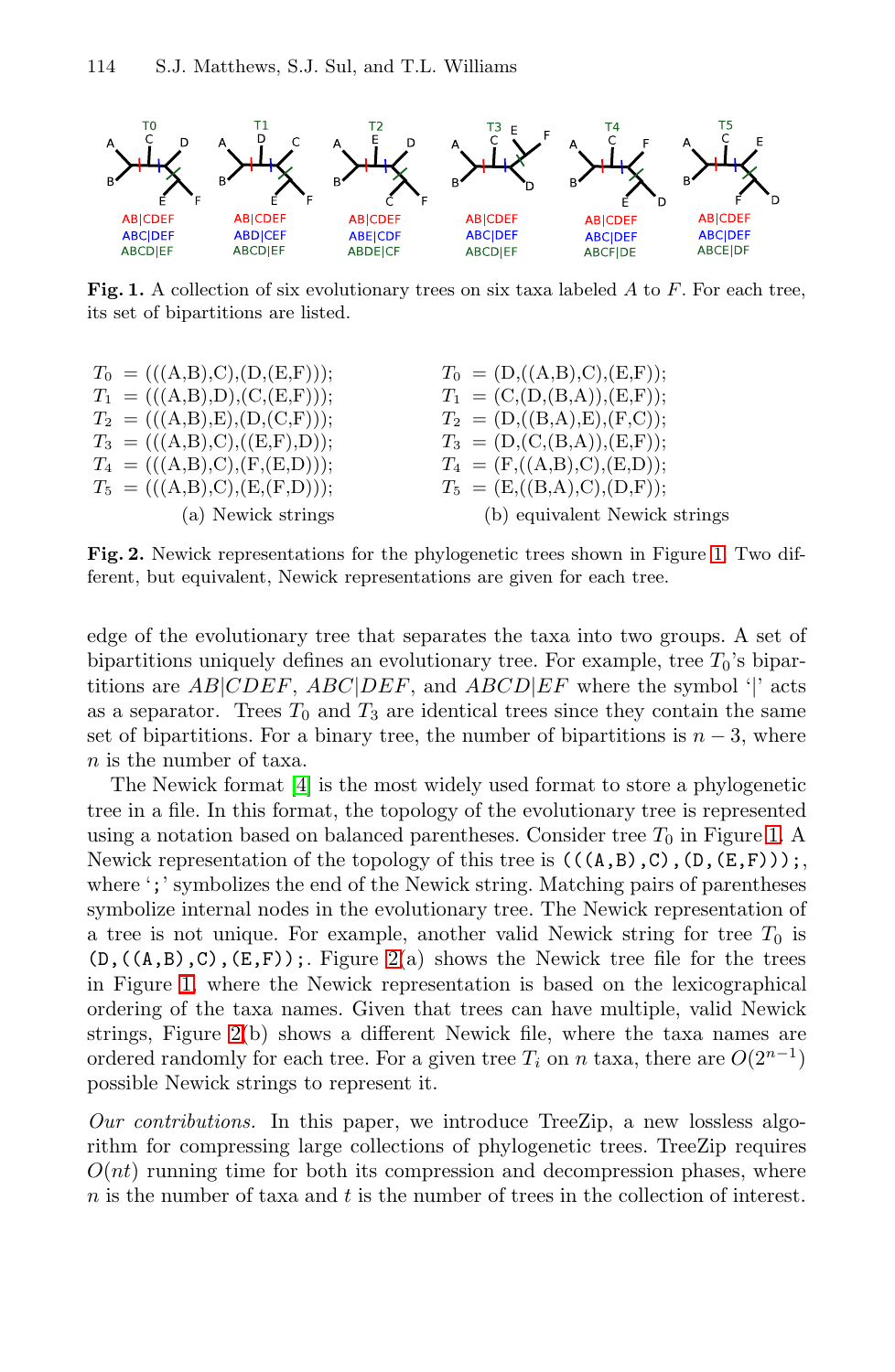| T0 | T1 | T2 | T3 | T4 | T5 |
|---|---|---|---|---|---|
| AB\|CDEF | AB\|CDEF | AB\|CDEF | AB\|CDEF | AB\|CDEF | AB\|CDEF |
| ABC\|DEF | ABD\|CEF | ABE\|CDF | ABC\|DEF | ABC\|DEF | ABC\|DEF |
| ABCD\|EF | ABCD\|EF | ABDE\|CF | ABCD\|EF | ABCF\|DE | ABCE\|DF |

**Fig. 1.** A collection of six evolutionary trees on six taxa labeled $A$ to $F$. For each tree, its set of bipartitions are listed.

(a) Newick strings

$T_0$ = (((A,B),C),(D,(E,F)));
$T_1$ = (((A,B),D),(C,(E,F)));
$T_2$ = (((A,B),E),(D,(C,F)));
$T_3$ = (((A,B),C),((E,F),D));
$T_4$ = (((A,B),C),(F,(E,D)));
$T_5$ = (((A,B),C),(E,(F,D)));

(b) equivalent Newick strings

$T_0$ = (D,((A,B),C),(E,F));
$T_1$ = (C,(D,(B,A)),(E,F));
$T_2$ = (D,((B,A),E),(F,C));
$T_3$ = (D,(C,(B,A)),(E,F));
$T_4$ = (F,((A,B),C),(E,D));
$T_5$ = (E,((B,A),C),(D,F));

**Fig. 2.** Newick representations for the phylogenetic trees shown in Figure 1. Two different, but equivalent, Newick representations are given for each tree.

edge of the evolutionary tree that separates the taxa into two groups. A set of bipartitions uniquely defines an evolutionary tree. For example, tree $T_0$'s bipartitions are $AB|CDEF$, $ABC|DEF$, and $ABCD|EF$ where the symbol '|' acts as a separator. Trees $T_0$ and $T_3$ are identical trees since they contain the same set of bipartitions. For a binary tree, the number of bipartitions is $n-3$, where $n$ is the number of taxa.

The Newick format [4] is the most widely used format to store a phylogenetic tree in a file. In this format, the topology of the evolutionary tree is represented using a notation based on balanced parentheses. Consider tree $T_0$ in Figure 1. A Newick representation of the topology of this tree is `(((A,B),C),(D,(E,F)));`, where '`;`' symbolizes the end of the Newick string. Matching pairs of parentheses symbolize internal nodes in the evolutionary tree. The Newick representation of a tree is not unique. For example, another valid Newick string for tree $T_0$ is `(D,((A,B),C),(E,F));`. Figure 2(a) shows the Newick tree file for the trees in Figure 1, where the Newick representation is based on the lexicographical ordering of the taxa names. Given that trees can have multiple, valid Newick strings, Figure 2(b) shows a different Newick file, where the taxa names are ordered randomly for each tree. For a given tree $T_i$ on $n$ taxa, there are $O(2^{n-1})$ possible Newick strings to represent it.

*Our contributions.* In this paper, we introduce TreeZip, a new lossless algorithm for compressing large collections of phylogenetic trees. TreeZip requires $O(nt)$ running time for both its compression and decompression phases, where $n$ is the number of taxa and $t$ is the number of trees in the collection of interest.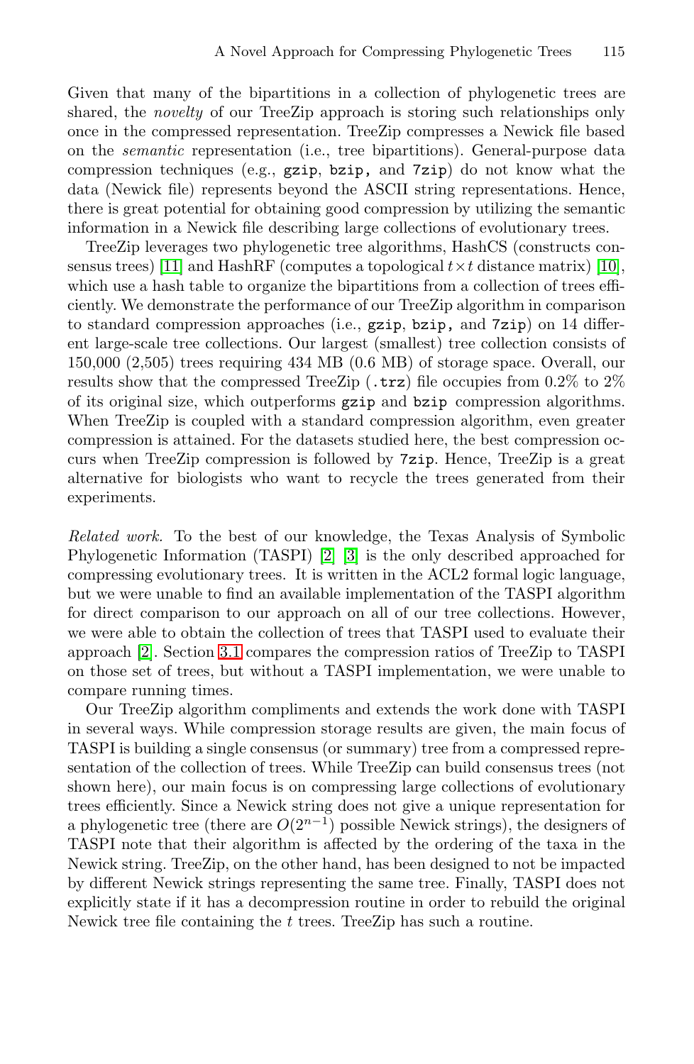Given that many of the bipartitions in a collection of phylogenetic trees are shared, the *novelty* of our TreeZip approach is storing such relationships only once in the compressed representation. TreeZip compresses a Newick file based on the *semantic* representation (i.e., tree bipartitions). General-purpose data compression techniques (e.g., `gzip`, `bzip`, and `7zip`) do not know what the data (Newick file) represents beyond the ASCII string representations. Hence, there is great potential for obtaining good compression by utilizing the semantic information in a Newick file describing large collections of evolutionary trees.

TreeZip leverages two phylogenetic tree algorithms, HashCS (constructs consensus trees) [11] and HashRF (computes a topological $t \times t$ distance matrix) [10], which use a hash table to organize the bipartitions from a collection of trees efficiently. We demonstrate the performance of our TreeZip algorithm in comparison to standard compression approaches (i.e., `gzip`, `bzip`, and `7zip`) on 14 different large-scale tree collections. Our largest (smallest) tree collection consists of 150,000 (2,505) trees requiring 434 MB (0.6 MB) of storage space. Overall, our results show that the compressed TreeZip (`.trz`) file occupies from 0.2% to 2% of its original size, which outperforms `gzip` and `bzip` compression algorithms. When TreeZip is coupled with a standard compression algorithm, even greater compression is attained. For the datasets studied here, the best compression occurs when TreeZip compression is followed by `7zip`. Hence, TreeZip is a great alternative for biologists who want to recycle the trees generated from their experiments.

*Related work.* To the best of our knowledge, the Texas Analysis of Symbolic Phylogenetic Information (TASPI) [2] [3] is the only described approached for compressing evolutionary trees. It is written in the ACL2 formal logic language, but we were unable to find an available implementation of the TASPI algorithm for direct comparison to our approach on all of our tree collections. However, we were able to obtain the collection of trees that TASPI used to evaluate their approach [2]. Section 3.1 compares the compression ratios of TreeZip to TASPI on those set of trees, but without a TASPI implementation, we were unable to compare running times.

Our TreeZip algorithm compliments and extends the work done with TASPI in several ways. While compression storage results are given, the main focus of TASPI is building a single consensus (or summary) tree from a compressed representation of the collection of trees. While TreeZip can build consensus trees (not shown here), our main focus is on compressing large collections of evolutionary trees efficiently. Since a Newick string does not give a unique representation for a phylogenetic tree (there are $O(2^{n-1})$ possible Newick strings), the designers of TASPI note that their algorithm is affected by the ordering of the taxa in the Newick string. TreeZip, on the other hand, has been designed to not be impacted by different Newick strings representing the same tree. Finally, TASPI does not explicitly state if it has a decompression routine in order to rebuild the original Newick tree file containing the $t$ trees. TreeZip has such a routine.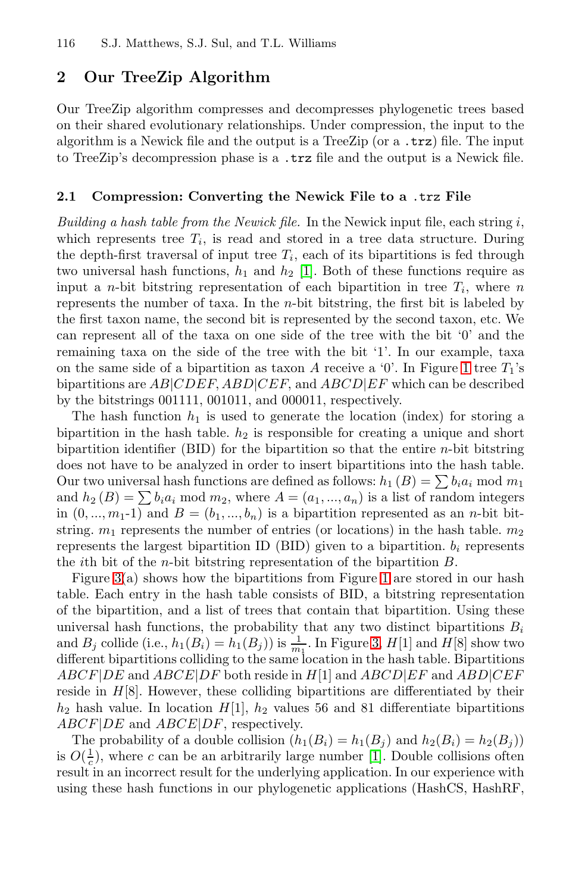## 2 Our TreeZip Algorithm

Our TreeZip algorithm compresses and decompresses phylogenetic trees based on their shared evolutionary relationships. Under compression, the input to the algorithm is a Newick file and the output is a TreeZip (or a `.trz`) file. The input to TreeZip's decompression phase is a `.trz` file and the output is a Newick file.

### 2.1 Compression: Converting the Newick File to a `.trz` File

*Building a hash table from the Newick file.* In the Newick input file, each string $i$, which represents tree $T_i$, is read and stored in a tree data structure. During the depth-first traversal of input tree $T_i$, each of its bipartitions is fed through two universal hash functions, $h_1$ and $h_2$ [1]. Both of these functions require as input a $n$-bit bitstring representation of each bipartition in tree $T_i$, where $n$ represents the number of taxa. In the $n$-bit bitstring, the first bit is labeled by the first taxon name, the second bit is represented by the second taxon, etc. We can represent all of the taxa on one side of the tree with the bit '0' and the remaining taxa on the side of the tree with the bit '1'. In our example, taxa on the same side of a bipartition as taxon $A$ receive a '0'. In Figure 1 tree $T_1$'s bipartitions are $AB|CDEF$, $ABD|CEF$, and $ABCD|EF$ which can be described by the bitstrings 001111, 001011, and 000011, respectively.

The hash function $h_1$ is used to generate the location (index) for storing a bipartition in the hash table. $h_2$ is responsible for creating a unique and short bipartition identifier (BID) for the bipartition so that the entire $n$-bit bitstring does not have to be analyzed in order to insert bipartitions into the hash table. Our two universal hash functions are defined as follows: $h_1(B) = \sum b_i a_i \bmod m_1$ and $h_2(B) = \sum b_i a_i \bmod m_2$, where $A = (a_1, ..., a_n)$ is a list of random integers in $(0, ..., m_1\text{-}1)$ and $B = (b_1, ..., b_n)$ is a bipartition represented as an $n$-bit bitstring. $m_1$ represents the number of entries (or locations) in the hash table. $m_2$ represents the largest bipartition ID (BID) given to a bipartition. $b_i$ represents the $i$th bit of the $n$-bit bitstring representation of the bipartition $B$.

Figure 3(a) shows how the bipartitions from Figure 1 are stored in our hash table. Each entry in the hash table consists of BID, a bitstring representation of the bipartition, and a list of trees that contain that bipartition. Using these universal hash functions, the probability that any two distinct bipartitions $B_i$ and $B_j$ collide (i.e., $h_1(B_i) = h_1(B_j)$) is $\frac{1}{m_1}$. In Figure 3, $H[1]$ and $H[8]$ show two different bipartitions colliding to the same location in the hash table. Bipartitions $ABCF|DE$ and $ABCE|DF$ both reside in $H[1]$ and $ABCD|EF$ and $ABD|CEF$ reside in $H[8]$. However, these colliding bipartitions are differentiated by their $h_2$ hash value. In location $H[1]$, $h_2$ values 56 and 81 differentiate bipartitions $ABCF|DE$ and $ABCE|DF$, respectively.

The probability of a double collision ($h_1(B_i) = h_1(B_j)$ and $h_2(B_i) = h_2(B_j)$) is $O(\frac{1}{c})$, where $c$ can be an arbitrarily large number [1]. Double collisions often result in an incorrect result for the underlying application. In our experience with using these hash functions in our phylogenetic applications (HashCS, HashRF,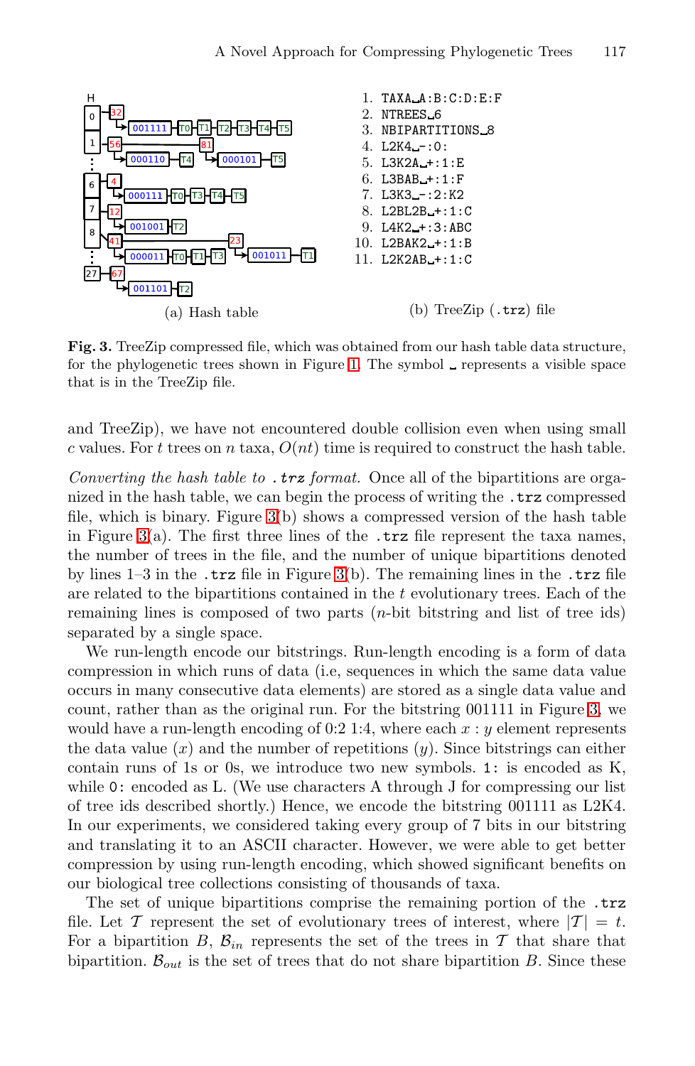(a) Hash table

1. TAXA␣A:B:C:D:E:F
2. NTREES␣6
3. NBIPARTITIONS␣8
4. L2K4␣-:0:
5. L3K2A␣+:1:E
6. L3BAB␣+:1:F
7. L3K3␣-:2:K2
8. L2BL2B␣+:1:C
9. L4K2␣+:3:ABC
10. L2BAK2␣+:1:B
11. L2K2AB␣+:1:C

(b) TreeZip (.trz) file

**Fig. 3.** TreeZip compressed file, which was obtained from our hash table data structure, for the phylogenetic trees shown in Figure 1. The symbol ␣ represents a visible space that is in the TreeZip file.

and TreeZip), we have not encountered double collision even when using small $c$ values. For $t$ trees on $n$ taxa, $O(nt)$ time is required to construct the hash table.

*Converting the hash table to .trz format.* Once all of the bipartitions are organized in the hash table, we can begin the process of writing the .trz compressed file, which is binary. Figure 3(b) shows a compressed version of the hash table in Figure 3(a). The first three lines of the .trz file represent the taxa names, the number of trees in the file, and the number of unique bipartitions denoted by lines 1–3 in the .trz file in Figure 3(b). The remaining lines in the .trz file are related to the bipartitions contained in the $t$ evolutionary trees. Each of the remaining lines is composed of two parts ($n$-bit bitstring and list of tree ids) separated by a single space.

We run-length encode our bitstrings. Run-length encoding is a form of data compression in which runs of data (i.e, sequences in which the same data value occurs in many consecutive data elements) are stored as a single data value and count, rather than as the original run. For the bitstring 001111 in Figure 3, we would have a run-length encoding of 0:2 1:4, where each $x : y$ element represents the data value ($x$) and the number of repetitions ($y$). Since bitstrings can either contain runs of 1s or 0s, we introduce two new symbols. `1:` is encoded as K, while `0:` encoded as L. (We use characters A through J for compressing our list of tree ids described shortly.) Hence, we encode the bitstring 001111 as L2K4. In our experiments, we considered taking every group of 7 bits in our bitstring and translating it to an ASCII character. However, we were able to get better compression by using run-length encoding, which showed significant benefits on our biological tree collections consisting of thousands of taxa.

The set of unique bipartitions comprise the remaining portion of the .trz file. Let $\mathcal{T}$ represent the set of evolutionary trees of interest, where $|\mathcal{T}| = t$. For a bipartition $B$, $\mathcal{B}_{in}$ represents the set of the trees in $\mathcal{T}$ that share that bipartition. $\mathcal{B}_{out}$ is the set of trees that do not share bipartition $B$. Since these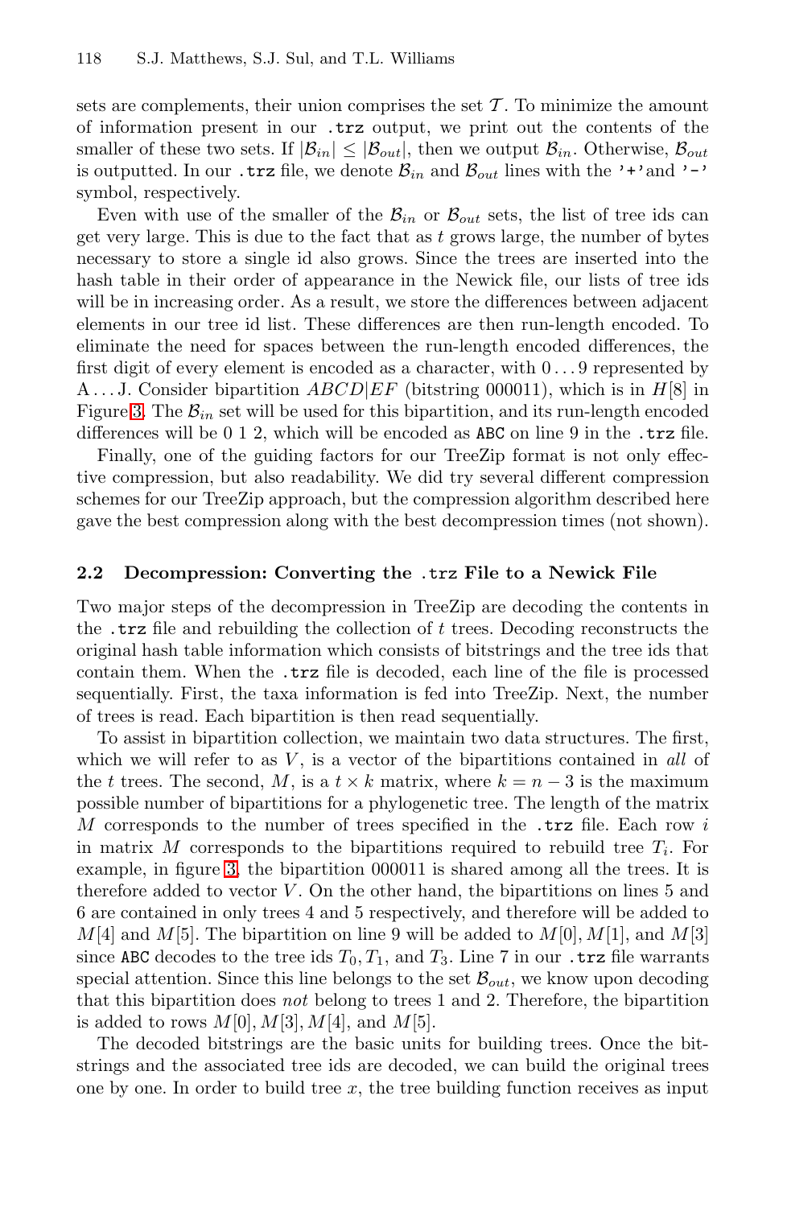sets are complements, their union comprises the set $\mathcal{T}$. To minimize the amount of information present in our `.trz` output, we print out the contents of the smaller of these two sets. If $|\mathcal{B}_{in}| \leq |\mathcal{B}_{out}|$, then we output $\mathcal{B}_{in}$. Otherwise, $\mathcal{B}_{out}$ is outputted. In our `.trz` file, we denote $\mathcal{B}_{in}$ and $\mathcal{B}_{out}$ lines with the '+' and '-' symbol, respectively.

Even with use of the smaller of the $\mathcal{B}_{in}$ or $\mathcal{B}_{out}$ sets, the list of tree ids can get very large. This is due to the fact that as $t$ grows large, the number of bytes necessary to store a single id also grows. Since the trees are inserted into the hash table in their order of appearance in the Newick file, our lists of tree ids will be in increasing order. As a result, we store the differences between adjacent elements in our tree id list. These differences are then run-length encoded. To eliminate the need for spaces between the run-length encoded differences, the first digit of every element is encoded as a character, with $0 \ldots 9$ represented by A ... J. Consider bipartition $ABCD|EF$ (bitstring 000011), which is in $H[8]$ in Figure 3. The $\mathcal{B}_{in}$ set will be used for this bipartition, and its run-length encoded differences will be 0 1 2, which will be encoded as `ABC` on line 9 in the `.trz` file.

Finally, one of the guiding factors for our TreeZip format is not only effective compression, but also readability. We did try several different compression schemes for our TreeZip approach, but the compression algorithm described here gave the best compression along with the best decompression times (not shown).

### 2.2 Decompression: Converting the `.trz` File to a Newick File

Two major steps of the decompression in TreeZip are decoding the contents in the `.trz` file and rebuilding the collection of $t$ trees. Decoding reconstructs the original hash table information which consists of bitstrings and the tree ids that contain them. When the `.trz` file is decoded, each line of the file is processed sequentially. First, the taxa information is fed into TreeZip. Next, the number of trees is read. Each bipartition is then read sequentially.

To assist in bipartition collection, we maintain two data structures. The first, which we will refer to as $V$, is a vector of the bipartitions contained in *all* of the $t$ trees. The second, $M$, is a $t \times k$ matrix, where $k = n - 3$ is the maximum possible number of bipartitions for a phylogenetic tree. The length of the matrix $M$ corresponds to the number of trees specified in the `.trz` file. Each row $i$ in matrix $M$ corresponds to the bipartitions required to rebuild tree $T_i$. For example, in figure 3, the bipartition 000011 is shared among all the trees. It is therefore added to vector $V$. On the other hand, the bipartitions on lines 5 and 6 are contained in only trees 4 and 5 respectively, and therefore will be added to $M[4]$ and $M[5]$. The bipartition on line 9 will be added to $M[0], M[1]$, and $M[3]$ since `ABC` decodes to the tree ids $T_0, T_1$, and $T_3$. Line 7 in our `.trz` file warrants special attention. Since this line belongs to the set $\mathcal{B}_{out}$, we know upon decoding that this bipartition does *not* belong to trees 1 and 2. Therefore, the bipartition is added to rows $M[0], M[3], M[4]$, and $M[5]$.

The decoded bitstrings are the basic units for building trees. Once the bitstrings and the associated tree ids are decoded, we can build the original trees one by one. In order to build tree $x$, the tree building function receives as input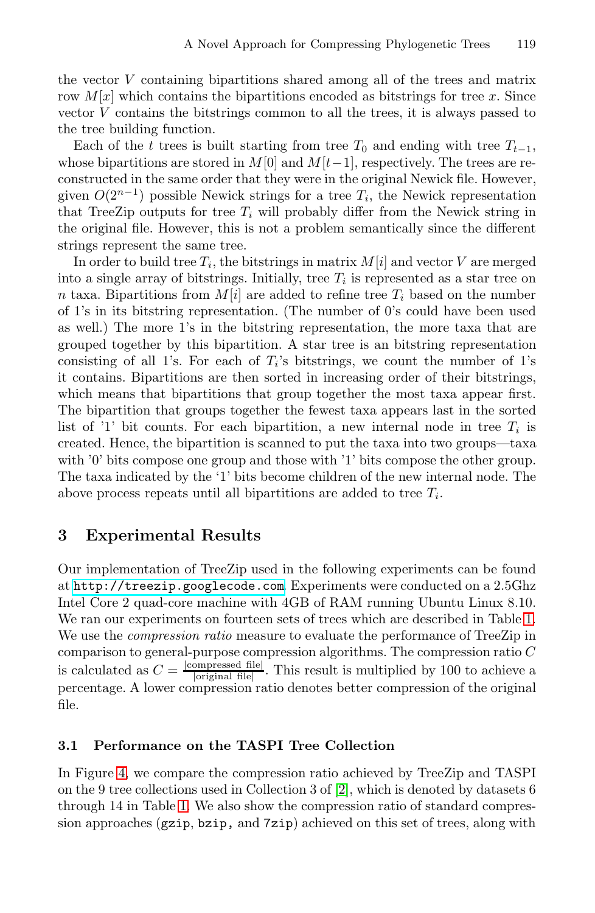the vector $V$ containing bipartitions shared among all of the trees and matrix row $M[x]$ which contains the bipartitions encoded as bitstrings for tree $x$. Since vector $V$ contains the bitstrings common to all the trees, it is always passed to the tree building function.

Each of the $t$ trees is built starting from tree $T_0$ and ending with tree $T_{t-1}$, whose bipartitions are stored in $M[0]$ and $M[t-1]$, respectively. The trees are reconstructed in the same order that they were in the original Newick file. However, given $O(2^{n-1})$ possible Newick strings for a tree $T_i$, the Newick representation that TreeZip outputs for tree $T_i$ will probably differ from the Newick string in the original file. However, this is not a problem semantically since the different strings represent the same tree.

In order to build tree $T_i$, the bitstrings in matrix $M[i]$ and vector $V$ are merged into a single array of bitstrings. Initially, tree $T_i$ is represented as a star tree on $n$ taxa. Bipartitions from $M[i]$ are added to refine tree $T_i$ based on the number of 1's in its bitstring representation. (The number of 0's could have been used as well.) The more 1's in the bitstring representation, the more taxa that are grouped together by this bipartition. A star tree is an bitstring representation consisting of all 1's. For each of $T_i$'s bitstrings, we count the number of 1's it contains. Bipartitions are then sorted in increasing order of their bitstrings, which means that bipartitions that group together the most taxa appear first. The bipartition that groups together the fewest taxa appears last in the sorted list of '1' bit counts. For each bipartition, a new internal node in tree $T_i$ is created. Hence, the bipartition is scanned to put the taxa into two groups—taxa with '0' bits compose one group and those with '1' bits compose the other group. The taxa indicated by the '1' bits become children of the new internal node. The above process repeats until all bipartitions are added to tree $T_i$.

## 3 Experimental Results

Our implementation of TreeZip used in the following experiments can be found at `http://treezip.googlecode.com`. Experiments were conducted on a 2.5Ghz Intel Core 2 quad-core machine with 4GB of RAM running Ubuntu Linux 8.10. We ran our experiments on fourteen sets of trees which are described in Table 1. We use the *compression ratio* measure to evaluate the performance of TreeZip in comparison to general-purpose compression algorithms. The compression ratio $C$ is calculated as $C = \frac{|\text{compressed file}|}{|\text{original file}|}$. This result is multiplied by 100 to achieve a percentage. A lower compression ratio denotes better compression of the original file.

### 3.1 Performance on the TASPI Tree Collection

In Figure 4, we compare the compression ratio achieved by TreeZip and TASPI on the 9 tree collections used in Collection 3 of [2], which is denoted by datasets 6 through 14 in Table 1. We also show the compression ratio of standard compression approaches (`gzip`, `bzip`, and `7zip`) achieved on this set of trees, along with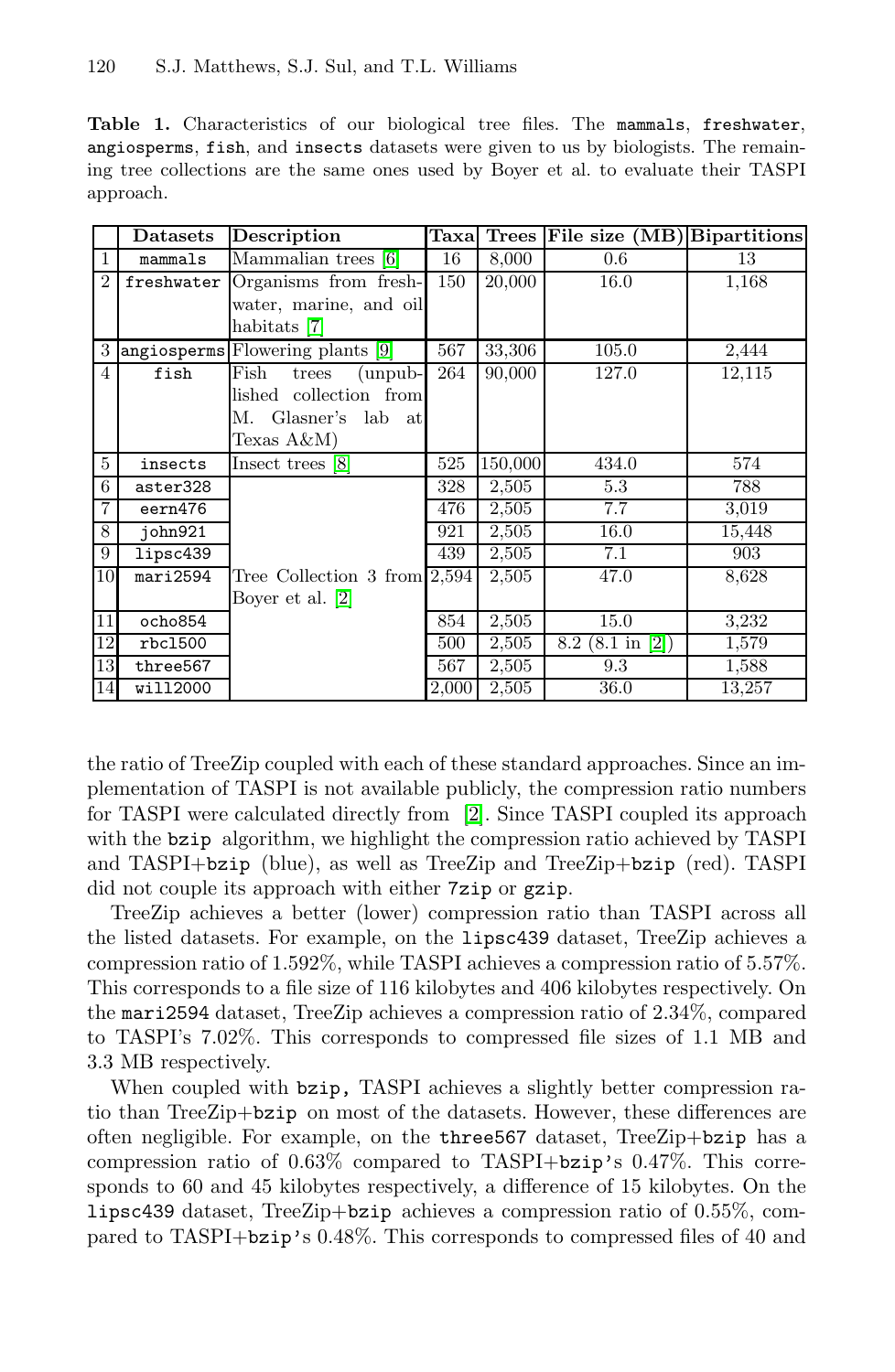**Table 1.** Characteristics of our biological tree files. The `mammals`, `freshwater`, `angiosperms`, `fish`, and `insects` datasets were given to us by biologists. The remaining tree collections are the same ones used by Boyer et al. to evaluate their TASPI approach.

| | Datasets | Description | Taxa | Trees | File size (MB) | Bipartitions |
|---|---|---|---|---|---|---|
| 1 | `mammals` | Mammalian trees [6] | 16 | 8,000 | 0.6 | 13 |
| 2 | `freshwater` | Organisms from freshwater, marine, and oil habitats [7] | 150 | 20,000 | 16.0 | 1,168 |
| 3 | `angiosperms` | Flowering plants [9] | 567 | 33,306 | 105.0 | 2,444 |
| 4 | `fish` | Fish trees (unpublished collection from M. Glasner's lab at Texas A&M) | 264 | 90,000 | 127.0 | 12,115 |
| 5 | `insects` | Insect trees [8] | 525 | 150,000 | 434.0 | 574 |
| 6 | `aster328` | Tree Collection 3 from Boyer et al. [2] | 328 | 2,505 | 5.3 | 788 |
| 7 | `eern476` | | 476 | 2,505 | 7.7 | 3,019 |
| 8 | `john921` | | 921 | 2,505 | 16.0 | 15,448 |
| 9 | `lipsc439` | | 439 | 2,505 | 7.1 | 903 |
| 10 | `mari2594` | | 2,594 | 2,505 | 47.0 | 8,628 |
| 11 | `ocho854` | | 854 | 2,505 | 15.0 | 3,232 |
| 12 | `rbcl500` | | 500 | 2,505 | 8.2 (8.1 in [2]) | 1,579 |
| 13 | `three567` | | 567 | 2,505 | 9.3 | 1,588 |
| 14 | `will2000` | | 2,000 | 2,505 | 36.0 | 13,257 |

the ratio of TreeZip coupled with each of these standard approaches. Since an implementation of TASPI is not available publicly, the compression ratio numbers for TASPI were calculated directly from [2]. Since TASPI coupled its approach with the `bzip` algorithm, we highlight the compression ratio achieved by TASPI and TASPI+`bzip` (blue), as well as TreeZip and TreeZip+`bzip` (red). TASPI did not couple its approach with either `7zip` or `gzip`.

TreeZip achieves a better (lower) compression ratio than TASPI across all the listed datasets. For example, on the `lipsc439` dataset, TreeZip achieves a compression ratio of 1.592%, while TASPI achieves a compression ratio of 5.57%. This corresponds to a file size of 116 kilobytes and 406 kilobytes respectively. On the `mari2594` dataset, TreeZip achieves a compression ratio of 2.34%, compared to TASPI's 7.02%. This corresponds to compressed file sizes of 1.1 MB and 3.3 MB respectively.

When coupled with `bzip,` TASPI achieves a slightly better compression ratio than TreeZip+`bzip` on most of the datasets. However, these differences are often negligible. For example, on the `three567` dataset, TreeZip+`bzip` has a compression ratio of 0.63% compared to TASPI+`bzip`'s 0.47%. This corresponds to 60 and 45 kilobytes respectively, a difference of 15 kilobytes. On the `lipsc439` dataset, TreeZip+`bzip` achieves a compression ratio of 0.55%, compared to TASPI+`bzip`'s 0.48%. This corresponds to compressed files of 40 and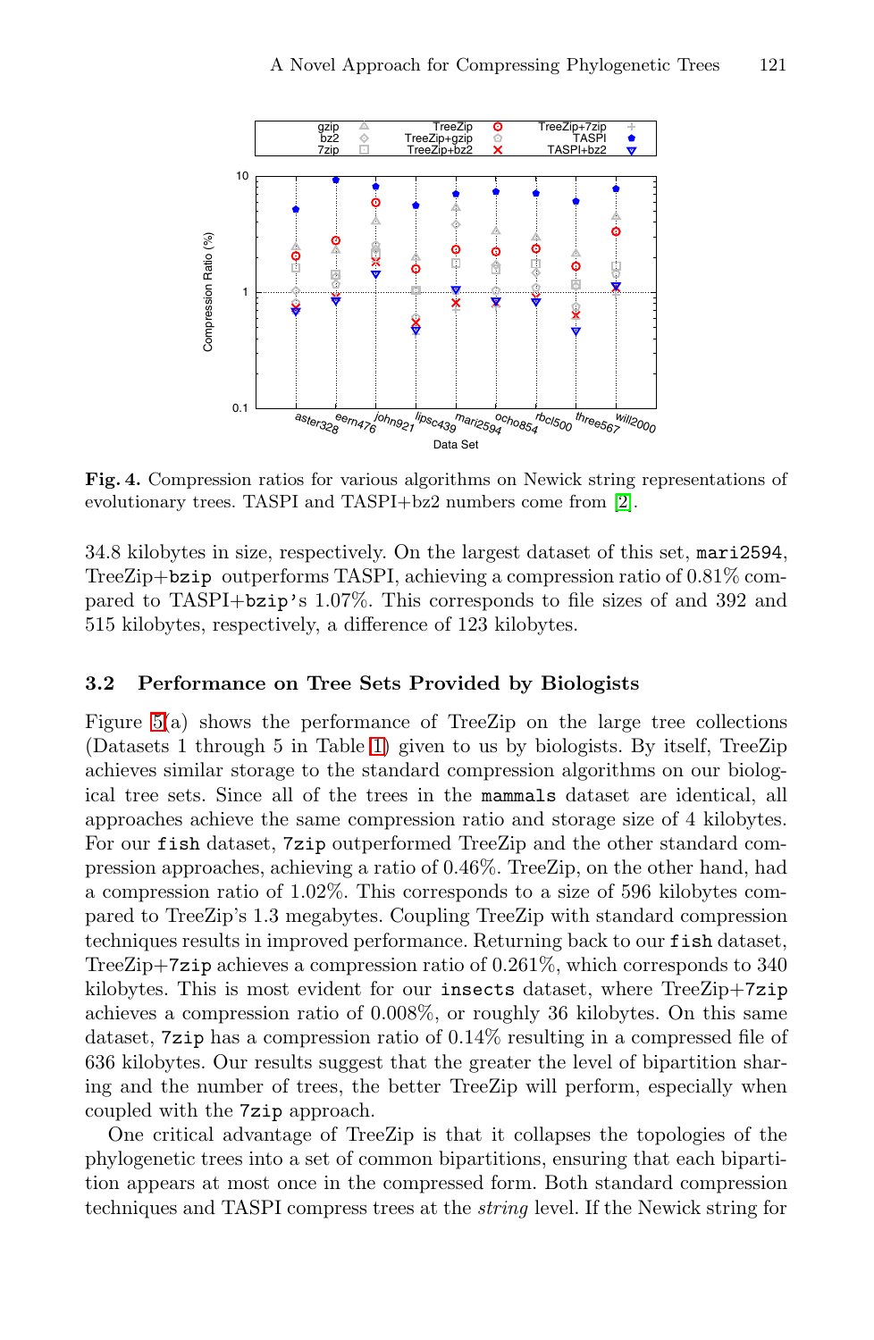**Fig. 4.** Compression ratios for various algorithms on Newick string representations of evolutionary trees. TASPI and TASPI+bz2 numbers come from [2].

34.8 kilobytes in size, respectively. On the largest dataset of this set, mari2594, TreeZip+bzip outperforms TASPI, achieving a compression ratio of 0.81% compared to TASPI+bzip's 1.07%. This corresponds to file sizes of and 392 and 515 kilobytes, respectively, a difference of 123 kilobytes.

### 3.2 Performance on Tree Sets Provided by Biologists

Figure 5(a) shows the performance of TreeZip on the large tree collections (Datasets 1 through 5 in Table 1) given to us by biologists. By itself, TreeZip achieves similar storage to the standard compression algorithms on our biological tree sets. Since all of the trees in the mammals dataset are identical, all approaches achieve the same compression ratio and storage size of 4 kilobytes. For our fish dataset, 7zip outperformed TreeZip and the other standard compression approaches, achieving a ratio of 0.46%. TreeZip, on the other hand, had a compression ratio of 1.02%. This corresponds to a size of 596 kilobytes compared to TreeZip's 1.3 megabytes. Coupling TreeZip with standard compression techniques results in improved performance. Returning back to our fish dataset, TreeZip+7zip achieves a compression ratio of 0.261%, which corresponds to 340 kilobytes. This is most evident for our insects dataset, where TreeZip+7zip achieves a compression ratio of 0.008%, or roughly 36 kilobytes. On this same dataset, 7zip has a compression ratio of 0.14% resulting in a compressed file of 636 kilobytes. Our results suggest that the greater the level of bipartition sharing and the number of trees, the better TreeZip will perform, especially when coupled with the 7zip approach.

One critical advantage of TreeZip is that it collapses the topologies of the phylogenetic trees into a set of common bipartitions, ensuring that each bipartition appears at most once in the compressed form. Both standard compression techniques and TASPI compress trees at the *string* level. If the Newick string for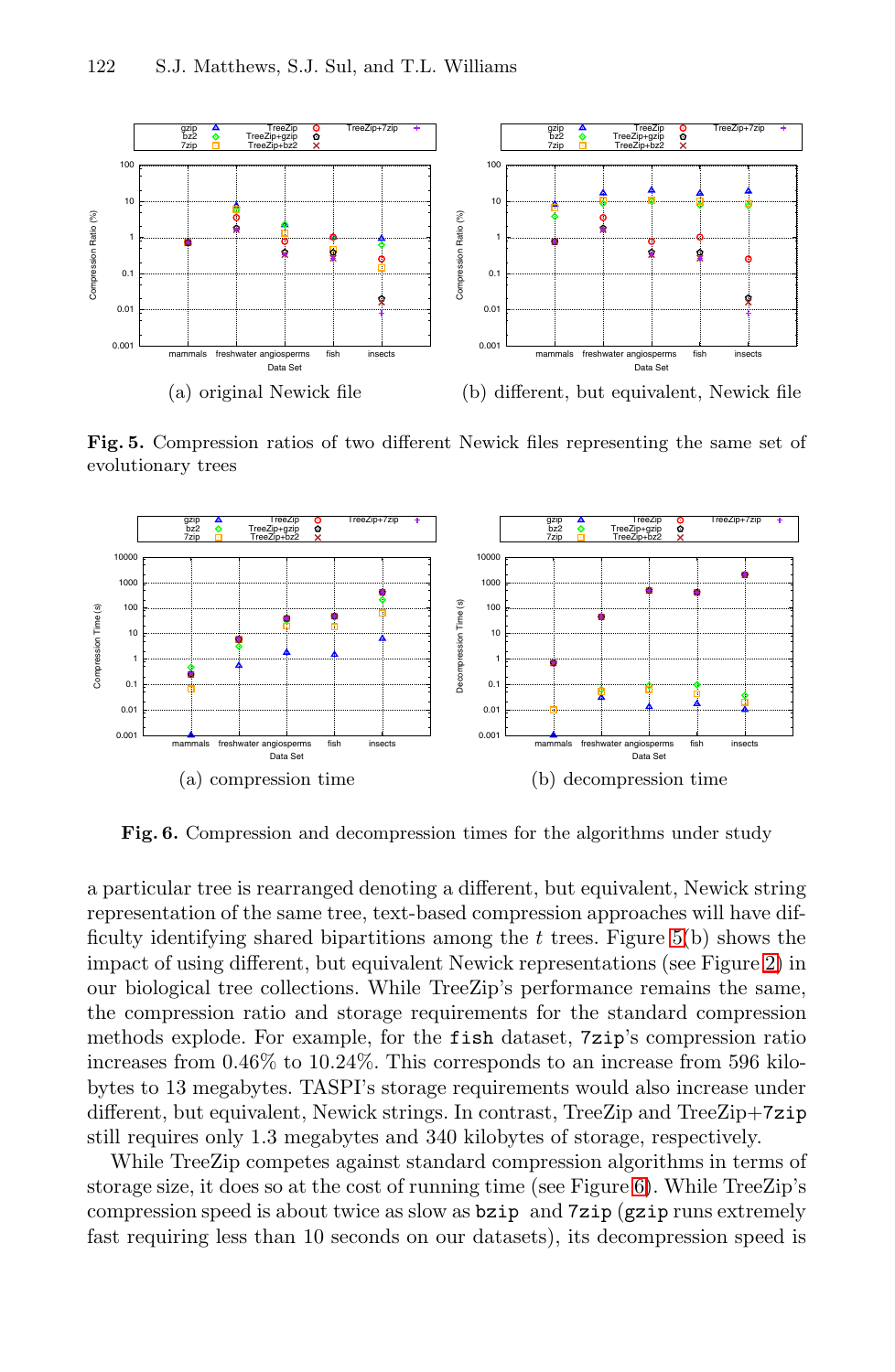(a) original Newick file

(b) different, but equivalent, Newick file

**Fig. 5.** Compression ratios of two different Newick files representing the same set of evolutionary trees

(a) compression time

(b) decompression time

**Fig. 6.** Compression and decompression times for the algorithms under study

a particular tree is rearranged denoting a different, but equivalent, Newick string representation of the same tree, text-based compression approaches will have difficulty identifying shared bipartitions among the $t$ trees. Figure 5(b) shows the impact of using different, but equivalent Newick representations (see Figure 2) in our biological tree collections. While TreeZip's performance remains the same, the compression ratio and storage requirements for the standard compression methods explode. For example, for the `fish` dataset, `7zip`'s compression ratio increases from 0.46% to 10.24%. This corresponds to an increase from 596 kilobytes to 13 megabytes. TASPI's storage requirements would also increase under different, but equivalent, Newick strings. In contrast, TreeZip and TreeZip+`7zip` still requires only 1.3 megabytes and 340 kilobytes of storage, respectively.

While TreeZip competes against standard compression algorithms in terms of storage size, it does so at the cost of running time (see Figure 6). While TreeZip's compression speed is about twice as slow as `bzip` and `7zip` (`gzip` runs extremely fast requiring less than 10 seconds on our datasets), its decompression speed is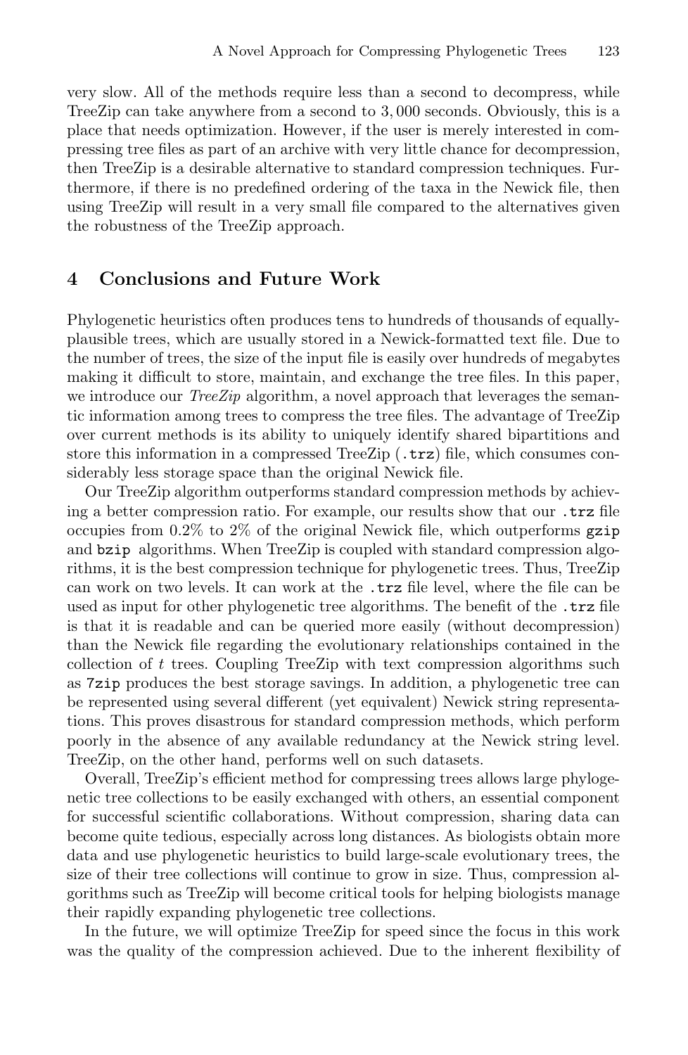very slow. All of the methods require less than a second to decompress, while TreeZip can take anywhere from a second to 3,000 seconds. Obviously, this is a place that needs optimization. However, if the user is merely interested in compressing tree files as part of an archive with very little chance for decompression, then TreeZip is a desirable alternative to standard compression techniques. Furthermore, if there is no predefined ordering of the taxa in the Newick file, then using TreeZip will result in a very small file compared to the alternatives given the robustness of the TreeZip approach.

## 4 Conclusions and Future Work

Phylogenetic heuristics often produces tens to hundreds of thousands of equally-plausible trees, which are usually stored in a Newick-formatted text file. Due to the number of trees, the size of the input file is easily over hundreds of megabytes making it difficult to store, maintain, and exchange the tree files. In this paper, we introduce our *TreeZip* algorithm, a novel approach that leverages the semantic information among trees to compress the tree files. The advantage of TreeZip over current methods is its ability to uniquely identify shared bipartitions and store this information in a compressed TreeZip (`.trz`) file, which consumes considerably less storage space than the original Newick file.

Our TreeZip algorithm outperforms standard compression methods by achieving a better compression ratio. For example, our results show that our `.trz` file occupies from 0.2% to 2% of the original Newick file, which outperforms `gzip` and `bzip` algorithms. When TreeZip is coupled with standard compression algorithms, it is the best compression technique for phylogenetic trees. Thus, TreeZip can work on two levels. It can work at the `.trz` file level, where the file can be used as input for other phylogenetic tree algorithms. The benefit of the `.trz` file is that it is readable and can be queried more easily (without decompression) than the Newick file regarding the evolutionary relationships contained in the collection of $t$ trees. Coupling TreeZip with text compression algorithms such as `7zip` produces the best storage savings. In addition, a phylogenetic tree can be represented using several different (yet equivalent) Newick string representations. This proves disastrous for standard compression methods, which perform poorly in the absence of any available redundancy at the Newick string level. TreeZip, on the other hand, performs well on such datasets.

Overall, TreeZip's efficient method for compressing trees allows large phylogenetic tree collections to be easily exchanged with others, an essential component for successful scientific collaborations. Without compression, sharing data can become quite tedious, especially across long distances. As biologists obtain more data and use phylogenetic heuristics to build large-scale evolutionary trees, the size of their tree collections will continue to grow in size. Thus, compression algorithms such as TreeZip will become critical tools for helping biologists manage their rapidly expanding phylogenetic tree collections.

In the future, we will optimize TreeZip for speed since the focus in this work was the quality of the compression achieved. Due to the inherent flexibility of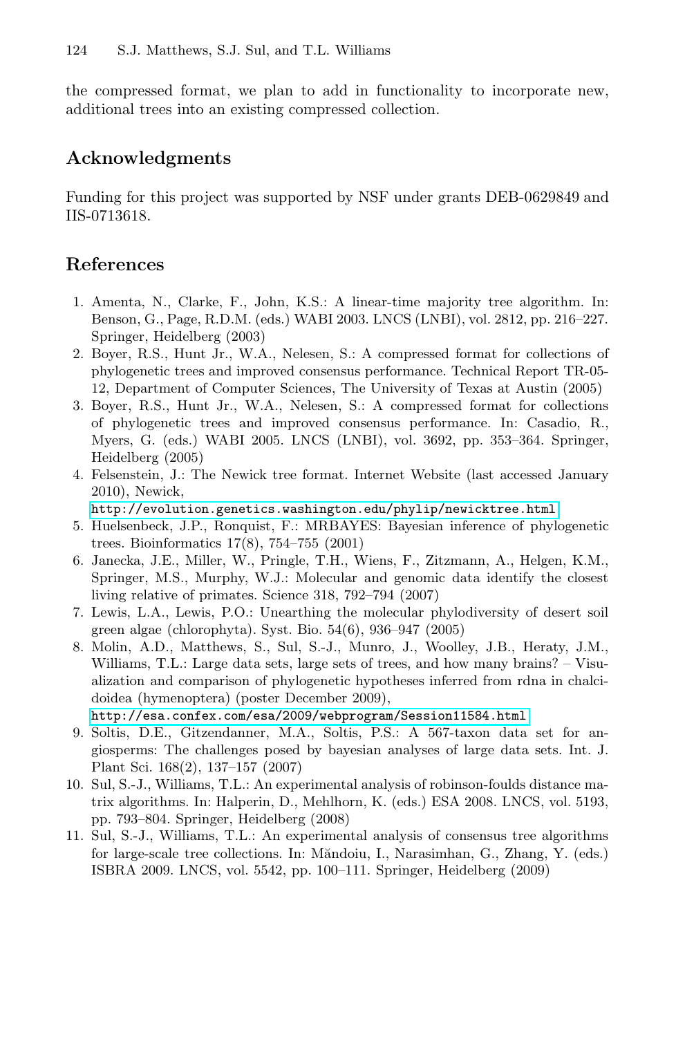the compressed format, we plan to add in functionality to incorporate new, additional trees into an existing compressed collection.

## Acknowledgments

Funding for this project was supported by NSF under grants DEB-0629849 and IIS-0713618.

## References

1. Amenta, N., Clarke, F., John, K.S.: A linear-time majority tree algorithm. In: Benson, G., Page, R.D.M. (eds.) WABI 2003. LNCS (LNBI), vol. 2812, pp. 216–227. Springer, Heidelberg (2003)
2. Boyer, R.S., Hunt Jr., W.A., Nelesen, S.: A compressed format for collections of phylogenetic trees and improved consensus performance. Technical Report TR-05-12, Department of Computer Sciences, The University of Texas at Austin (2005)
3. Boyer, R.S., Hunt Jr., W.A., Nelesen, S.: A compressed format for collections of phylogenetic trees and improved consensus performance. In: Casadio, R., Myers, G. (eds.) WABI 2005. LNCS (LNBI), vol. 3692, pp. 353–364. Springer, Heidelberg (2005)
4. Felsenstein, J.: The Newick tree format. Internet Website (last accessed January 2010), Newick, http://evolution.genetics.washington.edu/phylip/newicktree.html
5. Huelsenbeck, J.P., Ronquist, F.: MRBAYES: Bayesian inference of phylogenetic trees. Bioinformatics 17(8), 754–755 (2001)
6. Janecka, J.E., Miller, W., Pringle, T.H., Wiens, F., Zitzmann, A., Helgen, K.M., Springer, M.S., Murphy, W.J.: Molecular and genomic data identify the closest living relative of primates. Science 318, 792–794 (2007)
7. Lewis, L.A., Lewis, P.O.: Unearthing the molecular phylodiversity of desert soil green algae (chlorophyta). Syst. Bio. 54(6), 936–947 (2005)
8. Molin, A.D., Matthews, S., Sul, S.-J., Munro, J., Woolley, J.B., Heraty, J.M., Williams, T.L.: Large data sets, large sets of trees, and how many brains? – Visualization and comparison of phylogenetic hypotheses inferred from rdna in chalcidoidea (hymenoptera) (poster December 2009), http://esa.confex.com/esa/2009/webprogram/Session11584.html
9. Soltis, D.E., Gitzendanner, M.A., Soltis, P.S.: A 567-taxon data set for angiosperms: The challenges posed by bayesian analyses of large data sets. Int. J. Plant Sci. 168(2), 137–157 (2007)
10. Sul, S.-J., Williams, T.L.: An experimental analysis of robinson-foulds distance matrix algorithms. In: Halperin, D., Mehlhorn, K. (eds.) ESA 2008. LNCS, vol. 5193, pp. 793–804. Springer, Heidelberg (2008)
11. Sul, S.-J., Williams, T.L.: An experimental analysis of consensus tree algorithms for large-scale tree collections. In: Măndoiu, I., Narasimhan, G., Zhang, Y. (eds.) ISBRA 2009. LNCS, vol. 5542, pp. 100–111. Springer, Heidelberg (2009)